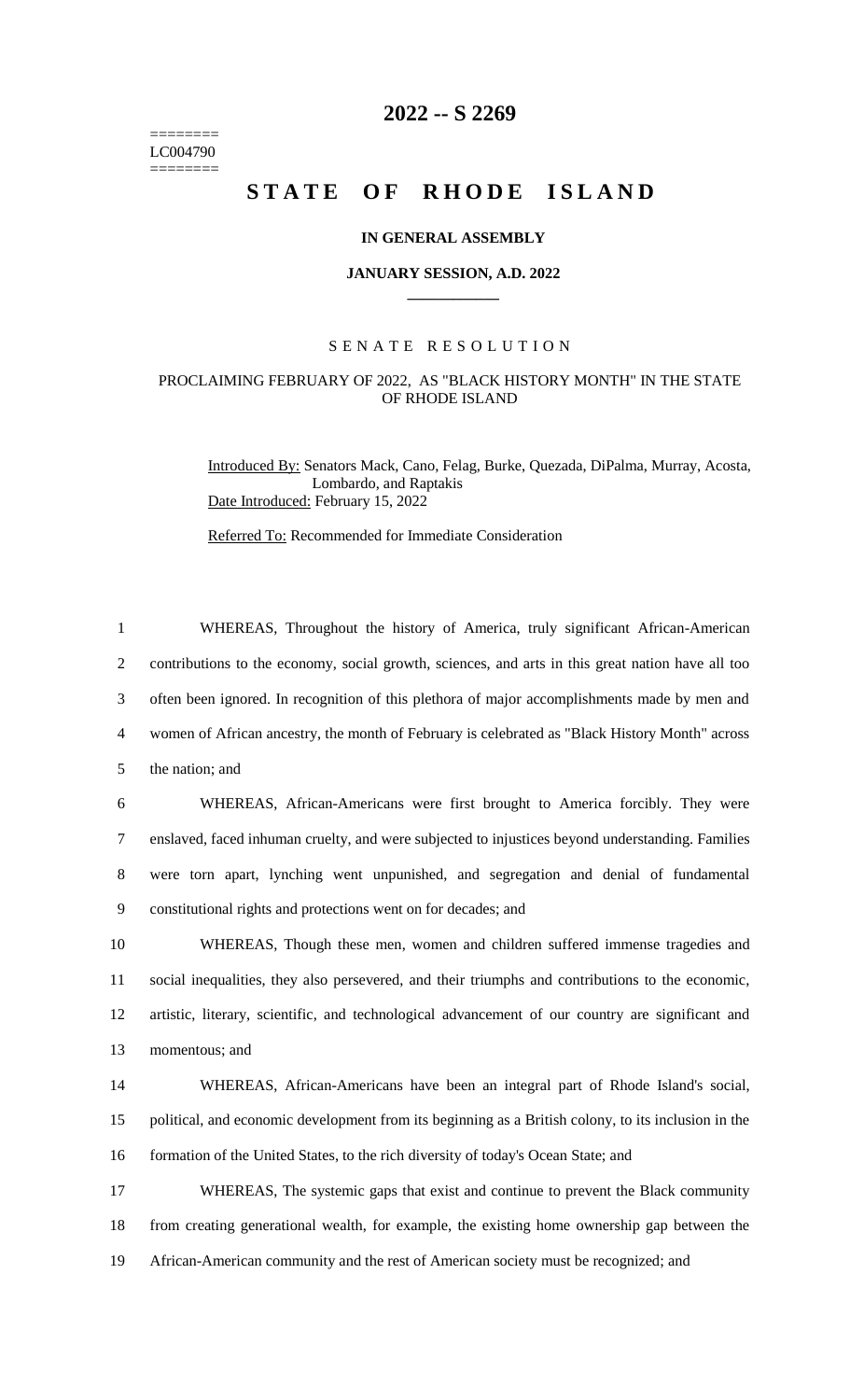========
LC004790
========

# 2022 -- S 2269

# STATE OF RHODE ISLAND

### IN GENERAL ASSEMBLY

### JANUARY SESSION, A.D. 2022

---

SENATE RESOLUTION

PROCLAIMING FEBRUARY OF 2022, AS "BLACK HISTORY MONTH" IN THE STATE OF RHODE ISLAND

Introduced By: Senators Mack, Cano, Felag, Burke, Quezada, DiPalma, Murray, Acosta, Lombardo, and Raptakis

Date Introduced: February 15, 2022

Referred To: Recommended for Immediate Consideration

1 WHEREAS, Throughout the history of America, truly significant African-American
2 contributions to the economy, social growth, sciences, and arts in this great nation have all too
3 often been ignored. In recognition of this plethora of major accomplishments made by men and
4 women of African ancestry, the month of February is celebrated as "Black History Month" across
5 the nation; and

6 WHEREAS, African-Americans were first brought to America forcibly. They were
7 enslaved, faced inhuman cruelty, and were subjected to injustices beyond understanding. Families
8 were torn apart, lynching went unpunished, and segregation and denial of fundamental
9 constitutional rights and protections went on for decades; and

10 WHEREAS, Though these men, women and children suffered immense tragedies and
11 social inequalities, they also persevered, and their triumphs and contributions to the economic,
12 artistic, literary, scientific, and technological advancement of our country are significant and
13 momentous; and

14 WHEREAS, African-Americans have been an integral part of Rhode Island's social,
15 political, and economic development from its beginning as a British colony, to its inclusion in the
16 formation of the United States, to the rich diversity of today's Ocean State; and

17 WHEREAS, The systemic gaps that exist and continue to prevent the Black community
18 from creating generational wealth, for example, the existing home ownership gap between the
19 African-American community and the rest of American society must be recognized; and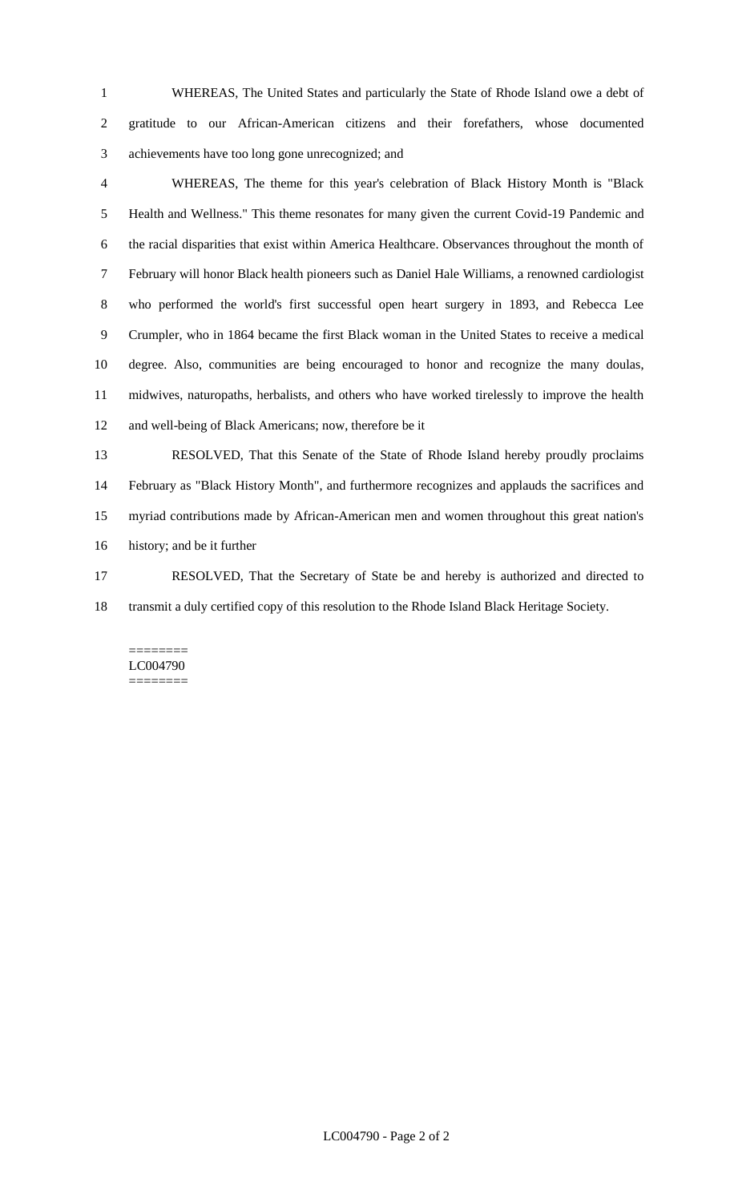WHEREAS, The United States and particularly the State of Rhode Island owe a debt of gratitude to our African-American citizens and their forefathers, whose documented achievements have too long gone unrecognized; and

WHEREAS, The theme for this year's celebration of Black History Month is "Black Health and Wellness." This theme resonates for many given the current Covid-19 Pandemic and the racial disparities that exist within America Healthcare. Observances throughout the month of February will honor Black health pioneers such as Daniel Hale Williams, a renowned cardiologist who performed the world's first successful open heart surgery in 1893, and Rebecca Lee Crumpler, who in 1864 became the first Black woman in the United States to receive a medical degree. Also, communities are being encouraged to honor and recognize the many doulas, midwives, naturopaths, herbalists, and others who have worked tirelessly to improve the health and well-being of Black Americans; now, therefore be it

RESOLVED, That this Senate of the State of Rhode Island hereby proudly proclaims February as "Black History Month", and furthermore recognizes and applauds the sacrifices and myriad contributions made by African-American men and women throughout this great nation's history; and be it further

RESOLVED, That the Secretary of State be and hereby is authorized and directed to transmit a duly certified copy of this resolution to the Rhode Island Black Heritage Society.

========
LC004790
========